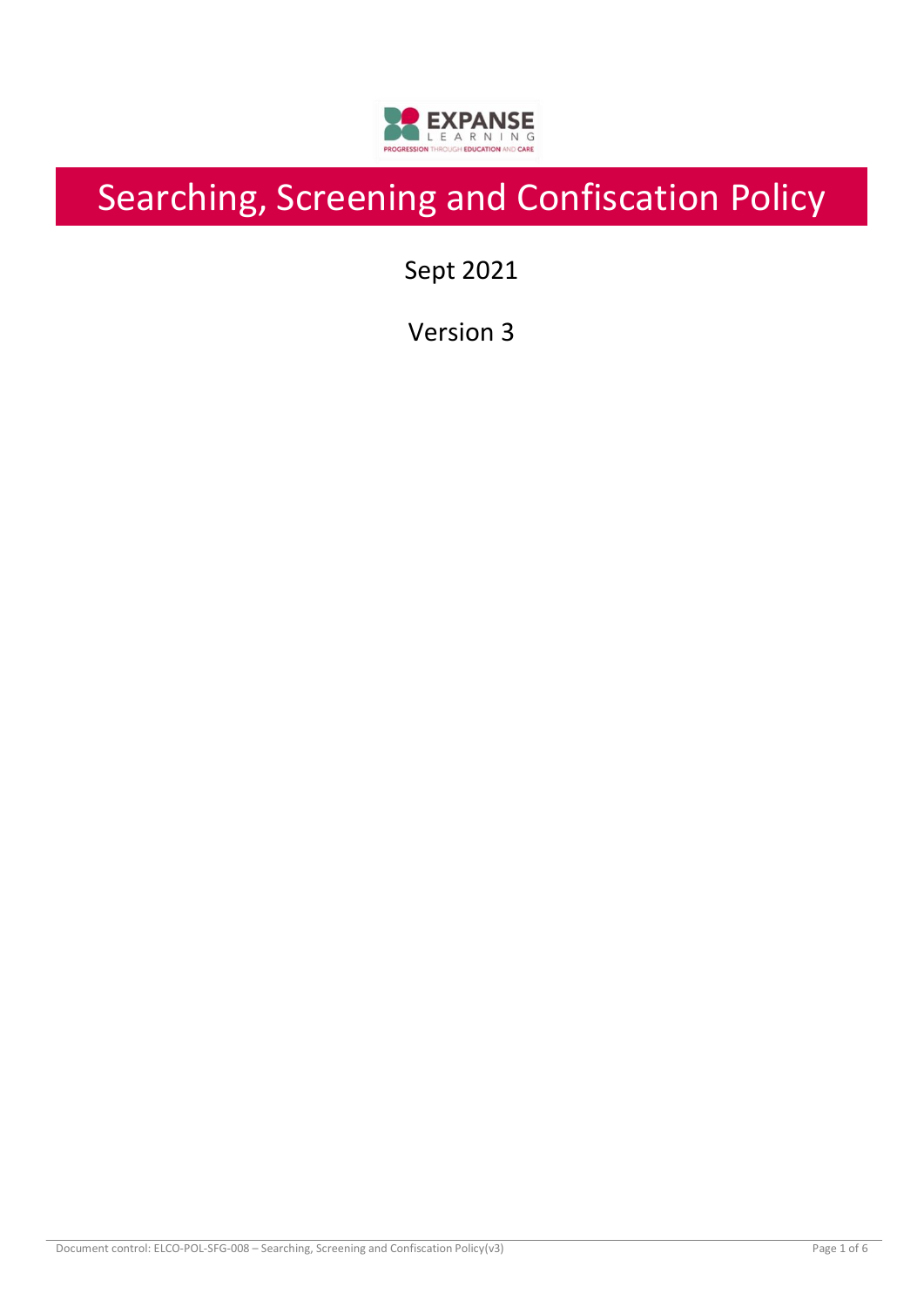# Searching, Screening and Confiscation Policy

Sept 2021

Version 3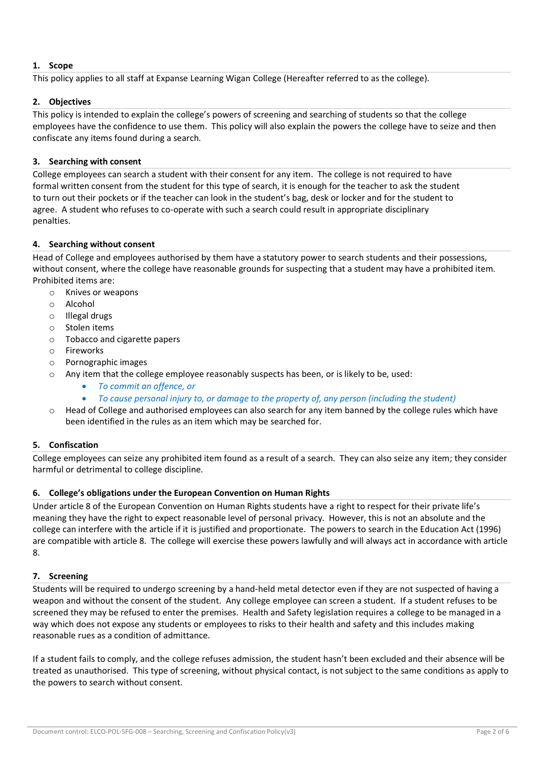## 1. Scope

This policy applies to all staff at Expanse Learning Wigan College (Hereafter referred to as the college).

## 2. Objectives

This policy is intended to explain the college's powers of screening and searching of students so that the college employees have the confidence to use them. This policy will also explain the powers the college have to seize and then confiscate any items found during a search.

## 3. Searching with consent

College employees can search a student with their consent for any item. The college is not required to have formal written consent from the student for this type of search, it is enough for the teacher to ask the student to turn out their pockets or if the teacher can look in the student's bag, desk or locker and for the student to agree. A student who refuses to co-operate with such a search could result in appropriate disciplinary penalties.

## 4. Searching without consent

Head of College and employees authorised by them have a statutory power to search students and their possessions, without consent, where the college have reasonable grounds for suspecting that a student may have a prohibited item. Prohibited items are:

- Knives or weapons
- Alcohol
- Illegal drugs
- Stolen items
- Tobacco and cigarette papers
- Fireworks
- Pornographic images
- Any item that the college employee reasonably suspects has been, or is likely to be, used:
  - *To commit an offence, or*
  - *To cause personal injury to, or damage to the property of, any person (including the student)*
- Head of College and authorised employees can also search for any item banned by the college rules which have been identified in the rules as an item which may be searched for.

## 5. Confiscation

College employees can seize any prohibited item found as a result of a search. They can also seize any item; they consider harmful or detrimental to college discipline.

## 6. College's obligations under the European Convention on Human Rights

Under article 8 of the European Convention on Human Rights students have a right to respect for their private life's meaning they have the right to expect reasonable level of personal privacy. However, this is not an absolute and the college can interfere with the article if it is justified and proportionate. The powers to search in the Education Act (1996) are compatible with article 8. The college will exercise these powers lawfully and will always act in accordance with article 8.

## 7. Screening

Students will be required to undergo screening by a hand-held metal detector even if they are not suspected of having a weapon and without the consent of the student. Any college employee can screen a student. If a student refuses to be screened they may be refused to enter the premises. Health and Safety legislation requires a college to be managed in a way which does not expose any students or employees to risks to their health and safety and this includes making reasonable rues as a condition of admittance.

If a student fails to comply, and the college refuses admission, the student hasn't been excluded and their absence will be treated as unauthorised. This type of screening, without physical contact, is not subject to the same conditions as apply to the powers to search without consent.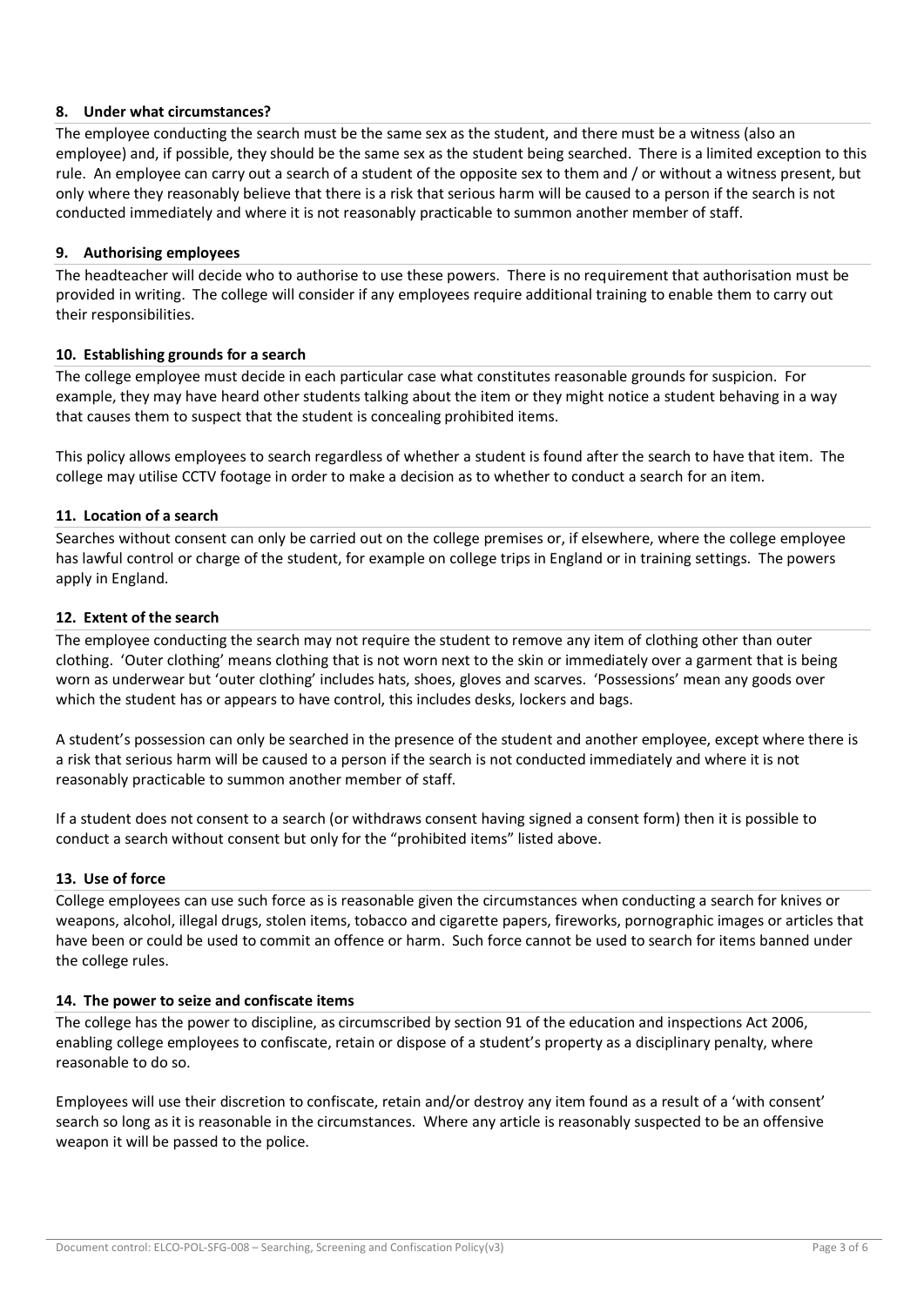#### 8. Under what circumstances?

The employee conducting the search must be the same sex as the student, and there must be a witness (also an employee) and, if possible, they should be the same sex as the student being searched. There is a limited exception to this rule. An employee can carry out a search of a student of the opposite sex to them and / or without a witness present, but only where they reasonably believe that there is a risk that serious harm will be caused to a person if the search is not conducted immediately and where it is not reasonably practicable to summon another member of staff.

#### 9. Authorising employees

The headteacher will decide who to authorise to use these powers. There is no requirement that authorisation must be provided in writing. The college will consider if any employees require additional training to enable them to carry out their responsibilities.

#### 10. Establishing grounds for a search

The college employee must decide in each particular case what constitutes reasonable grounds for suspicion. For example, they may have heard other students talking about the item or they might notice a student behaving in a way that causes them to suspect that the student is concealing prohibited items.

This policy allows employees to search regardless of whether a student is found after the search to have that item. The college may utilise CCTV footage in order to make a decision as to whether to conduct a search for an item.

#### 11. Location of a search

Searches without consent can only be carried out on the college premises or, if elsewhere, where the college employee has lawful control or charge of the student, for example on college trips in England or in training settings. The powers apply in England.

#### 12. Extent of the search

The employee conducting the search may not require the student to remove any item of clothing other than outer clothing. 'Outer clothing' means clothing that is not worn next to the skin or immediately over a garment that is being worn as underwear but 'outer clothing' includes hats, shoes, gloves and scarves. 'Possessions' mean any goods over which the student has or appears to have control, this includes desks, lockers and bags.

A student's possession can only be searched in the presence of the student and another employee, except where there is a risk that serious harm will be caused to a person if the search is not conducted immediately and where it is not reasonably practicable to summon another member of staff.

If a student does not consent to a search (or withdraws consent having signed a consent form) then it is possible to conduct a search without consent but only for the "prohibited items" listed above.

#### 13. Use of force

College employees can use such force as is reasonable given the circumstances when conducting a search for knives or weapons, alcohol, illegal drugs, stolen items, tobacco and cigarette papers, fireworks, pornographic images or articles that have been or could be used to commit an offence or harm. Such force cannot be used to search for items banned under the college rules.

#### 14. The power to seize and confiscate items

The college has the power to discipline, as circumscribed by section 91 of the education and inspections Act 2006, enabling college employees to confiscate, retain or dispose of a student's property as a disciplinary penalty, where reasonable to do so.

Employees will use their discretion to confiscate, retain and/or destroy any item found as a result of a 'with consent' search so long as it is reasonable in the circumstances. Where any article is reasonably suspected to be an offensive weapon it will be passed to the police.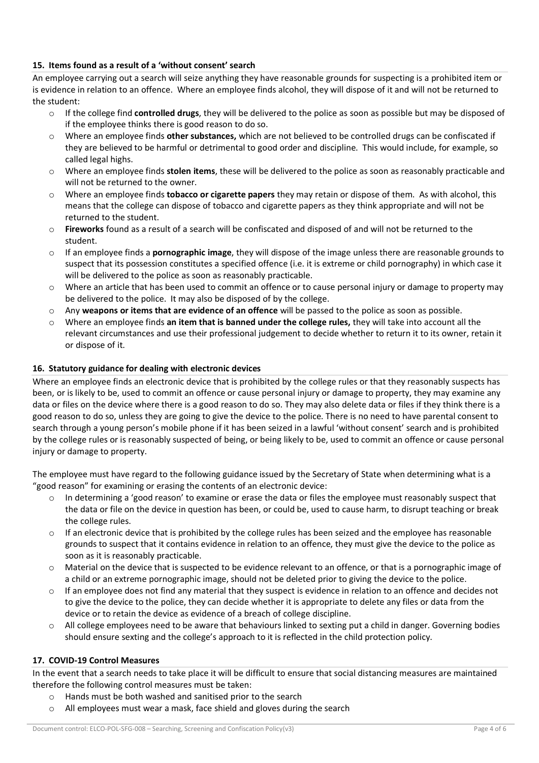### 15. Items found as a result of a 'without consent' search

An employee carrying out a search will seize anything they have reasonable grounds for suspecting is a prohibited item or is evidence in relation to an offence. Where an employee finds alcohol, they will dispose of it and will not be returned to the student:

- If the college find **controlled drugs**, they will be delivered to the police as soon as possible but may be disposed of if the employee thinks there is good reason to do so.
- Where an employee finds **other substances,** which are not believed to be controlled drugs can be confiscated if they are believed to be harmful or detrimental to good order and discipline. This would include, for example, so called legal highs.
- Where an employee finds **stolen items**, these will be delivered to the police as soon as reasonably practicable and will not be returned to the owner.
- Where an employee finds **tobacco or cigarette papers** they may retain or dispose of them. As with alcohol, this means that the college can dispose of tobacco and cigarette papers as they think appropriate and will not be returned to the student.
- **Fireworks** found as a result of a search will be confiscated and disposed of and will not be returned to the student.
- If an employee finds a **pornographic image**, they will dispose of the image unless there are reasonable grounds to suspect that its possession constitutes a specified offence (i.e. it is extreme or child pornography) in which case it will be delivered to the police as soon as reasonably practicable.
- Where an article that has been used to commit an offence or to cause personal injury or damage to property may be delivered to the police. It may also be disposed of by the college.
- Any **weapons or items that are evidence of an offence** will be passed to the police as soon as possible.
- Where an employee finds **an item that is banned under the college rules,** they will take into account all the relevant circumstances and use their professional judgement to decide whether to return it to its owner, retain it or dispose of it.

### 16. Statutory guidance for dealing with electronic devices

Where an employee finds an electronic device that is prohibited by the college rules or that they reasonably suspects has been, or is likely to be, used to commit an offence or cause personal injury or damage to property, they may examine any data or files on the device where there is a good reason to do so. They may also delete data or files if they think there is a good reason to do so, unless they are going to give the device to the police. There is no need to have parental consent to search through a young person's mobile phone if it has been seized in a lawful 'without consent' search and is prohibited by the college rules or is reasonably suspected of being, or being likely to be, used to commit an offence or cause personal injury or damage to property.

The employee must have regard to the following guidance issued by the Secretary of State when determining what is a "good reason" for examining or erasing the contents of an electronic device:

- In determining a 'good reason' to examine or erase the data or files the employee must reasonably suspect that the data or file on the device in question has been, or could be, used to cause harm, to disrupt teaching or break the college rules.
- If an electronic device that is prohibited by the college rules has been seized and the employee has reasonable grounds to suspect that it contains evidence in relation to an offence, they must give the device to the police as soon as it is reasonably practicable.
- Material on the device that is suspected to be evidence relevant to an offence, or that is a pornographic image of a child or an extreme pornographic image, should not be deleted prior to giving the device to the police.
- If an employee does not find any material that they suspect is evidence in relation to an offence and decides not to give the device to the police, they can decide whether it is appropriate to delete any files or data from the device or to retain the device as evidence of a breach of college discipline.
- All college employees need to be aware that behaviours linked to sexting put a child in danger. Governing bodies should ensure sexting and the college's approach to it is reflected in the child protection policy.

### 17. COVID-19 Control Measures

In the event that a search needs to take place it will be difficult to ensure that social distancing measures are maintained therefore the following control measures must be taken:

- Hands must be both washed and sanitised prior to the search
- All employees must wear a mask, face shield and gloves during the search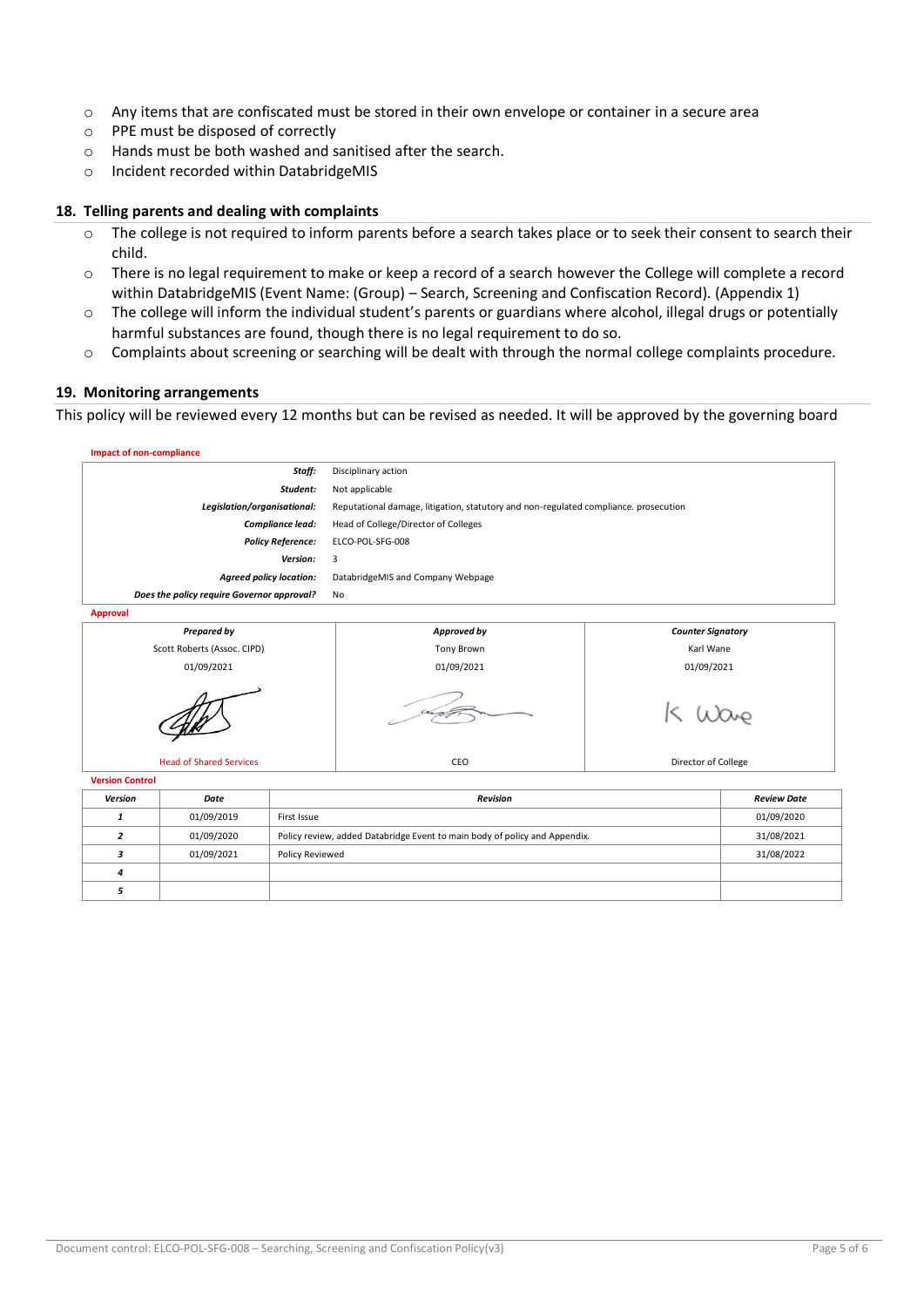- Any items that are confiscated must be stored in their own envelope or container in a secure area
- PPE must be disposed of correctly
- Hands must be both washed and sanitised after the search.
- Incident recorded within DatabridgeMIS

## 18. Telling parents and dealing with complaints

- The college is not required to inform parents before a search takes place or to seek their consent to search their child.
- There is no legal requirement to make or keep a record of a search however the College will complete a record within DatabridgeMIS (Event Name: (Group) – Search, Screening and Confiscation Record). (Appendix 1)
- The college will inform the individual student's parents or guardians where alcohol, illegal drugs or potentially harmful substances are found, though there is no legal requirement to do so.
- Complaints about screening or searching will be dealt with through the normal college complaints procedure.

## 19. Monitoring arrangements

This policy will be reviewed every 12 months but can be revised as needed. It will be approved by the governing board

**Impact of non-compliance**

| | |
|---|---|
| ***Staff:*** | Disciplinary action |
| ***Student:*** | Not applicable |
| ***Legislation/organisational:*** | Reputational damage, litigation, statutory and non-regulated compliance. prosecution |
| ***Compliance lead:*** | Head of College/Director of Colleges |
| ***Policy Reference:*** | ELCO-POL-SFG-008 |
| ***Version:*** | 3 |
| ***Agreed policy location:*** | DatabridgeMIS and Company Webpage |
| ***Does the policy require Governor approval?*** | No |

**Approval**

| ***Prepared by*** | ***Approved by*** | ***Counter Signatory*** |
|---|---|---|
| Scott Roberts (Assoc. CIPD) | Tony Brown | Karl Wane |
| 01/09/2021 | 01/09/2021 | 01/09/2021 |
| [signature] | [signature] | K Wane |
| Head of Shared Services | CEO | Director of College |

**Version Control**

| *Version* | *Date* | *Revision* | *Review Date* |
|---|---|---|---|
| ***1*** | 01/09/2019 | First Issue | 01/09/2020 |
| ***2*** | 01/09/2020 | Policy review, added Databridge Event to main body of policy and Appendix. | 31/08/2021 |
| ***3*** | 01/09/2021 | Policy Reviewed | 31/08/2022 |
| ***4*** | | | |
| ***5*** | | | |

Document control: ELCO-POL-SFG-008 – Searching, Screening and Confiscation Policy(v3)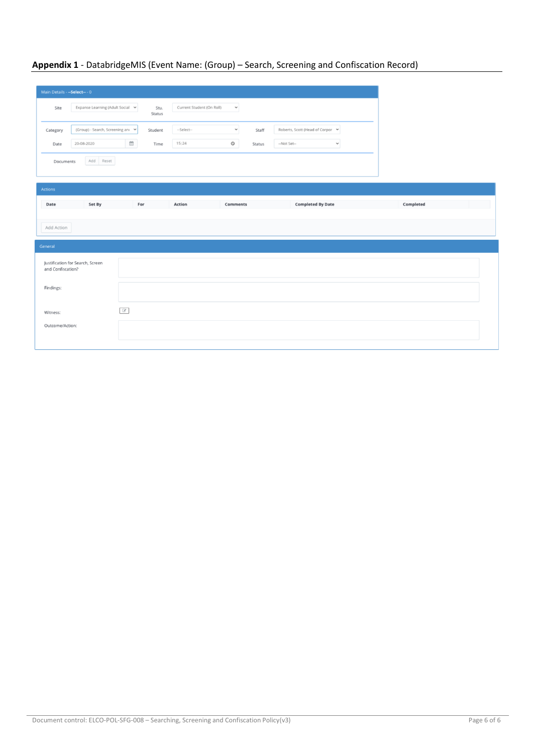**Appendix 1** - DatabridgeMIS (Event Name: (Group) – Search, Screening and Confiscation Record)

Main Details - **--Select--** - 0

| | | | | | |
|---|---|---|---|---|---|
| Site | Expanse Learning (Adult Social | Stu. Status | Current Student (On Roll) | | |
| Category | (Group) - Search, Screening and | Student | --Select-- | Staff | Roberts, Scott (Head of Corpor |
| Date | 20-08-2020 | Time | 15:24 | Status | --Not Set-- |

Documents Add Reset

Actions

| Date | Set By | For | Action | Comments | Completed By Date | Completed |
|---|---|---|---|---|---|---|

Add Action

General

Justification for Search, Screen and Confiscation?

Findings:

Witness:

Outcome/Action: